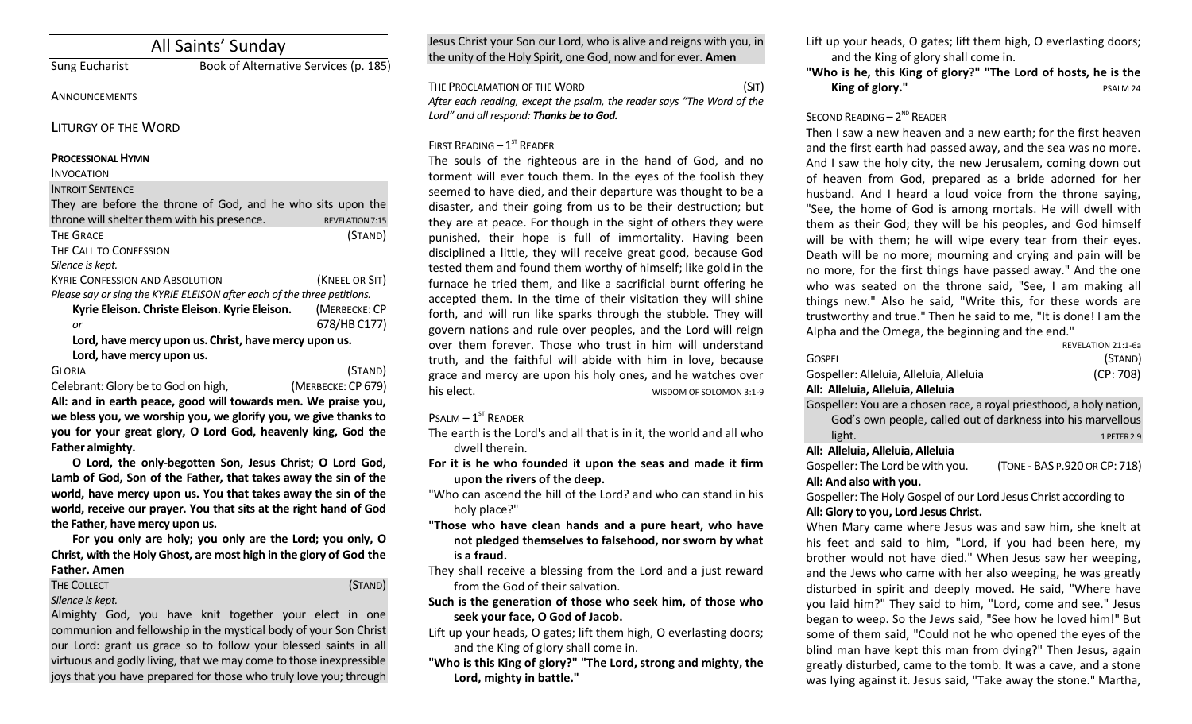# All Saints' Sunday

Sung Eucharist — Book of Alternative Services (p. 185)

ANNOUNCEMENTS

## LITURGY OF THE WORD

**PROCESSIONAL HYMN**

INVOCATION

INTROIT SENTENCE

They are before the throne of God, and he who sits upon the throne will shelter them with his presence. REVELATION 7:15

THE GRACE (STAND)

THE CALL TO CONFESSION

*Silence is kept.*

KYRIE CONFESSION AND ABSOLUTION (KNEEL OR SIT)

*Please say or sing the KYRIE ELEISON after each of the three petitions.*

**Kyrie Eleison. Christe Eleison. Kyrie Eleison.** (MERBECKE: CP 678/HB C177)

*or*

**Lord, have mercy upon us. Christ, have mercy upon us. Lord, have mercy upon us.**

GLORIA (STAND)

Celebrant: Glory be to God on high, (MERBECKE: CP 679)

**All: and in earth peace, good will towards men. We praise you, we bless you, we worship you, we glorify you, we give thanks to you for your great glory, O Lord God, heavenly king, God the Father almighty.**

**O Lord, the only-begotten Son, Jesus Christ; O Lord God, Lamb of God, Son of the Father, that takes away the sin of the world, have mercy upon us. You that takes away the sin of the world, receive our prayer. You that sits at the right hand of God the Father, have mercy upon us.**

**For you only are holy; you only are the Lord; you only, O Christ, with the Holy Ghost, are most high in the glory of God the Father. Amen**

THE COLLECT (STAND)

*Silence is kept.*

Almighty God, you have knit together your elect in one communion and fellowship in the mystical body of your Son Christ our Lord: grant us grace so to follow your blessed saints in all virtuous and godly living, that we may come to those inexpressible joys that you have prepared for those who truly love you; through Jesus Christ your Son our Lord, who is alive and reigns with you, in the unity of the Holy Spirit, one God, now and for ever. **Amen**

THE PROCLAMATION OF THE WORD (SIT)

*After each reading, except the psalm, the reader says "The Word of the Lord" and all respond:* ***Thanks be to God.***

FIRST READING – 1ST READER

The souls of the righteous are in the hand of God, and no torment will ever touch them. In the eyes of the foolish they seemed to have died, and their departure was thought to be a disaster, and their going from us to be their destruction; but they are at peace. For though in the sight of others they were punished, their hope is full of immortality. Having been disciplined a little, they will receive great good, because God tested them and found them worthy of himself; like gold in the furnace he tried them, and like a sacrificial burnt offering he accepted them. In the time of their visitation they will shine forth, and will run like sparks through the stubble. They will govern nations and rule over peoples, and the Lord will reign over them forever. Those who trust in him will understand truth, and the faithful will abide with him in love, because grace and mercy are upon his holy ones, and he watches over his elect. WISDOM OF SOLOMON 3:1-9

PSALM – 1ST READER

The earth is the Lord's and all that is in it, the world and all who dwell therein.

**For it is he who founded it upon the seas and made it firm upon the rivers of the deep.**

"Who can ascend the hill of the Lord? and who can stand in his holy place?"

**"Those who have clean hands and a pure heart, who have not pledged themselves to falsehood, nor sworn by what is a fraud.**

They shall receive a blessing from the Lord and a just reward from the God of their salvation.

**Such is the generation of those who seek him, of those who seek your face, O God of Jacob.**

Lift up your heads, O gates; lift them high, O everlasting doors; and the King of glory shall come in.

**"Who is this King of glory?" "The Lord, strong and mighty, the Lord, mighty in battle."**

Lift up your heads, O gates; lift them high, O everlasting doors; and the King of glory shall come in.

**"Who is he, this King of glory?" "The Lord of hosts, he is the King of glory."** PSALM 24

SECOND READING – 2ND READER

Then I saw a new heaven and a new earth; for the first heaven and the first earth had passed away, and the sea was no more. And I saw the holy city, the new Jerusalem, coming down out of heaven from God, prepared as a bride adorned for her husband. And I heard a loud voice from the throne saying, "See, the home of God is among mortals. He will dwell with them as their God; they will be his peoples, and God himself will be with them; he will wipe every tear from their eyes. Death will be no more; mourning and crying and pain will be no more, for the first things have passed away." And the one who was seated on the throne said, "See, I am making all things new." Also he said, "Write this, for these words are trustworthy and true." Then he said to me, "It is done! I am the Alpha and the Omega, the beginning and the end." REVELATION 21:1-6a

GOSPEL (STAND)

Gospeller: Alleluia, Alleluia, Alleluia (CP: 708)

**All: Alleluia, Alleluia, Alleluia**

Gospeller: You are a chosen race, a royal priesthood, a holy nation, God's own people, called out of darkness into his marvellous light. 1 PETER 2:9

**All: Alleluia, Alleluia, Alleluia**

Gospeller: The Lord be with you. (TONE - BAS P.920 OR CP: 718)

**All: And also with you.**

Gospeller: The Holy Gospel of our Lord Jesus Christ according to

**All: Glory to you, Lord Jesus Christ.**

When Mary came where Jesus was and saw him, she knelt at his feet and said to him, "Lord, if you had been here, my brother would not have died." When Jesus saw her weeping, and the Jews who came with her also weeping, he was greatly disturbed in spirit and deeply moved. He said, "Where have you laid him?" They said to him, "Lord, come and see." Jesus began to weep. So the Jews said, "See how he loved him!" But some of them said, "Could not he who opened the eyes of the blind man have kept this man from dying?" Then Jesus, again greatly disturbed, came to the tomb. It was a cave, and a stone was lying against it. Jesus said, "Take away the stone." Martha,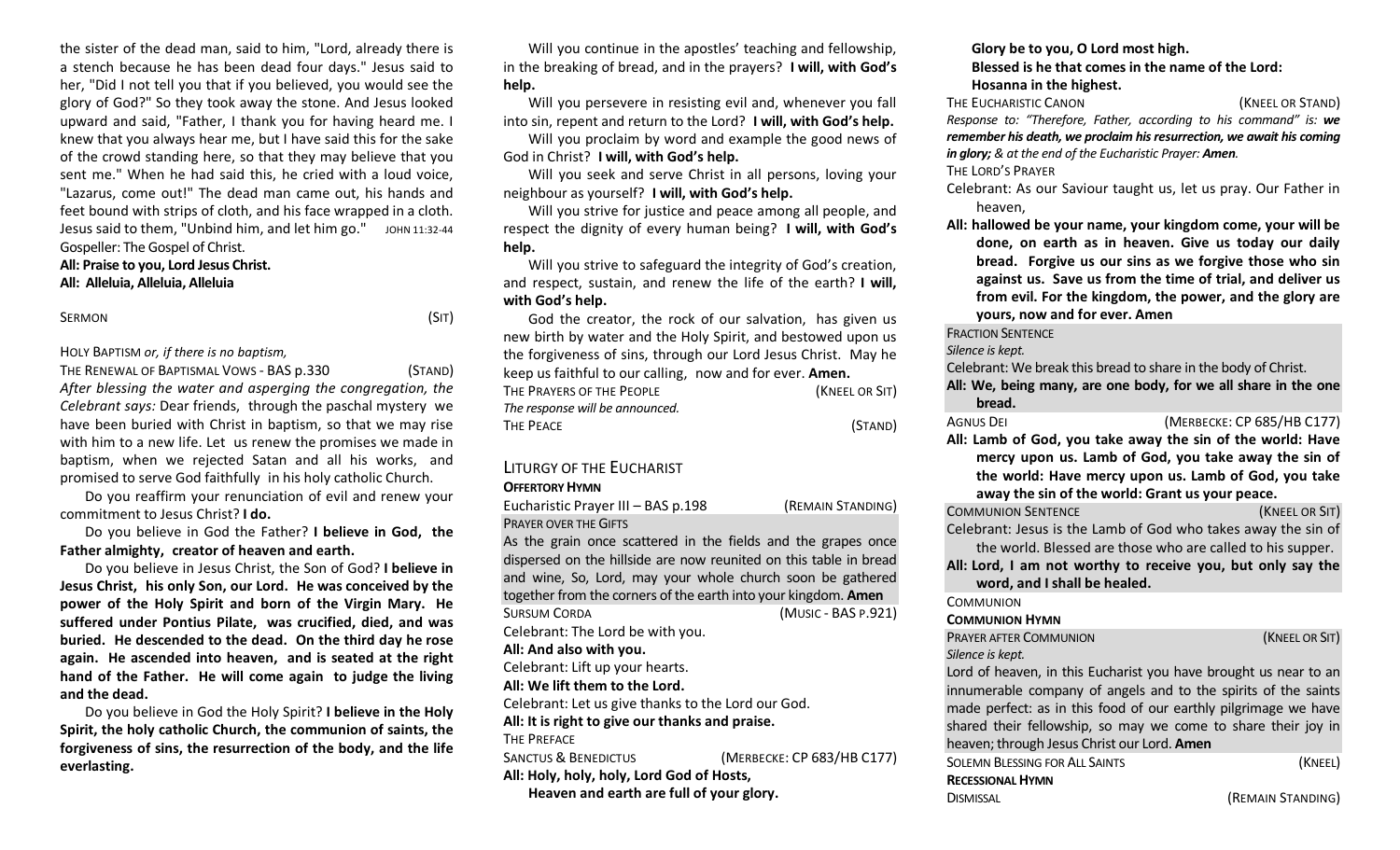the sister of the dead man, said to him, "Lord, already there is a stench because he has been dead four days." Jesus said to her, "Did I not tell you that if you believed, you would see the glory of God?" So they took away the stone. And Jesus looked upward and said, "Father, I thank you for having heard me. I knew that you always hear me, but I have said this for the sake of the crowd standing here, so that they may believe that you sent me." When he had said this, he cried with a loud voice, "Lazarus, come out!" The dead man came out, his hands and feet bound with strips of cloth, and his face wrapped in a cloth. Jesus said to them, "Unbind him, and let him go." JOHN 11:32-44

Gospeller: The Gospel of Christ.

**All: Praise to you, Lord Jesus Christ.**

**All: Alleluia, Alleluia, Alleluia**

SERMON (SIT)

HOLY BAPTISM *or, if there is no baptism,*

THE RENEWAL OF BAPTISMAL VOWS - BAS p.330 (STAND)

*After blessing the water and asperging the congregation, the Celebrant says:* Dear friends, through the paschal mystery we have been buried with Christ in baptism, so that we may rise with him to a new life. Let us renew the promises we made in baptism, when we rejected Satan and all his works, and promised to serve God faithfully in his holy catholic Church.

Do you reaffirm your renunciation of evil and renew your commitment to Jesus Christ? **I do.**

Do you believe in God the Father? **I believe in God, the Father almighty, creator of heaven and earth.**

Do you believe in Jesus Christ, the Son of God? **I believe in Jesus Christ, his only Son, our Lord. He was conceived by the power of the Holy Spirit and born of the Virgin Mary. He suffered under Pontius Pilate, was crucified, died, and was buried. He descended to the dead. On the third day he rose again. He ascended into heaven, and is seated at the right hand of the Father. He will come again to judge the living and the dead.**

Do you believe in God the Holy Spirit? **I believe in the Holy Spirit, the holy catholic Church, the communion of saints, the forgiveness of sins, the resurrection of the body, and the life everlasting.**

Will you continue in the apostles' teaching and fellowship, in the breaking of bread, and in the prayers? **I will, with God's help.**

Will you persevere in resisting evil and, whenever you fall into sin, repent and return to the Lord? **I will, with God's help.**

Will you proclaim by word and example the good news of God in Christ? **I will, with God's help.**

Will you seek and serve Christ in all persons, loving your neighbour as yourself? **I will, with God's help.**

Will you strive for justice and peace among all people, and respect the dignity of every human being? **I will, with God's help.**

Will you strive to safeguard the integrity of God's creation, and respect, sustain, and renew the life of the earth? **I will, with God's help.**

God the creator, the rock of our salvation, has given us new birth by water and the Holy Spirit, and bestowed upon us the forgiveness of sins, through our Lord Jesus Christ. May he keep us faithful to our calling, now and for ever. **Amen.**

THE PRAYERS OF THE PEOPLE (KNEEL OR SIT)

*The response will be announced.*

THE PEACE (STAND)

## LITURGY OF THE EUCHARIST

**OFFERTORY HYMN**

Eucharistic Prayer III – BAS p.198 (REMAIN STANDING)

PRAYER OVER THE GIFTS

As the grain once scattered in the fields and the grapes once dispersed on the hillside are now reunited on this table in bread and wine, So, Lord, may your whole church soon be gathered together from the corners of the earth into your kingdom. **Amen**

SURSUM CORDA (MUSIC - BAS P.921)

Celebrant: The Lord be with you.

**All: And also with you.**

Celebrant: Lift up your hearts.

**All: We lift them to the Lord.**

Celebrant: Let us give thanks to the Lord our God.

**All: It is right to give our thanks and praise.**

THE PREFACE

SANCTUS & BENEDICTUS (MERBECKE: CP 683/HB C177)

**All: Holy, holy, holy, Lord God of Hosts,**
**Heaven and earth are full of your glory.**
**Glory be to you, O Lord most high.**
**Blessed is he that comes in the name of the Lord:**
**Hosanna in the highest.**

THE EUCHARISTIC CANON (KNEEL OR STAND)

*Response to: "Therefore, Father, according to his command" is:* ***we remember his death, we proclaim his resurrection, we await his coming in glory;*** *& at the end of the Eucharistic Prayer:* ***Amen****.*

THE LORD'S PRAYER

Celebrant: As our Saviour taught us, let us pray. Our Father in heaven,

**All: hallowed be your name, your kingdom come, your will be done, on earth as in heaven. Give us today our daily bread. Forgive us our sins as we forgive those who sin against us. Save us from the time of trial, and deliver us from evil. For the kingdom, the power, and the glory are yours, now and for ever. Amen**

FRACTION SENTENCE

*Silence is kept.*

Celebrant: We break this bread to share in the body of Christ.

**All: We, being many, are one body, for we all share in the one bread.**

AGNUS DEI (MERBECKE: CP 685/HB C177)

**All: Lamb of God, you take away the sin of the world: Have mercy upon us. Lamb of God, you take away the sin of the world: Have mercy upon us. Lamb of God, you take away the sin of the world: Grant us your peace.**

COMMUNION SENTENCE (KNEEL OR SIT)

Celebrant: Jesus is the Lamb of God who takes away the sin of the world. Blessed are those who are called to his supper.

**All: Lord, I am not worthy to receive you, but only say the word, and I shall be healed.**

COMMUNION

**COMMUNION HYMN**

PRAYER AFTER COMMUNION (KNEEL OR SIT)

*Silence is kept.*

Lord of heaven, in this Eucharist you have brought us near to an innumerable company of angels and to the spirits of the saints made perfect: as in this food of our earthly pilgrimage we have shared their fellowship, so may we come to share their joy in heaven; through Jesus Christ our Lord. **Amen**

SOLEMN BLESSING FOR ALL SAINTS (KNEEL)

**RECESSIONAL HYMN**

DISMISSAL (REMAIN STANDING)